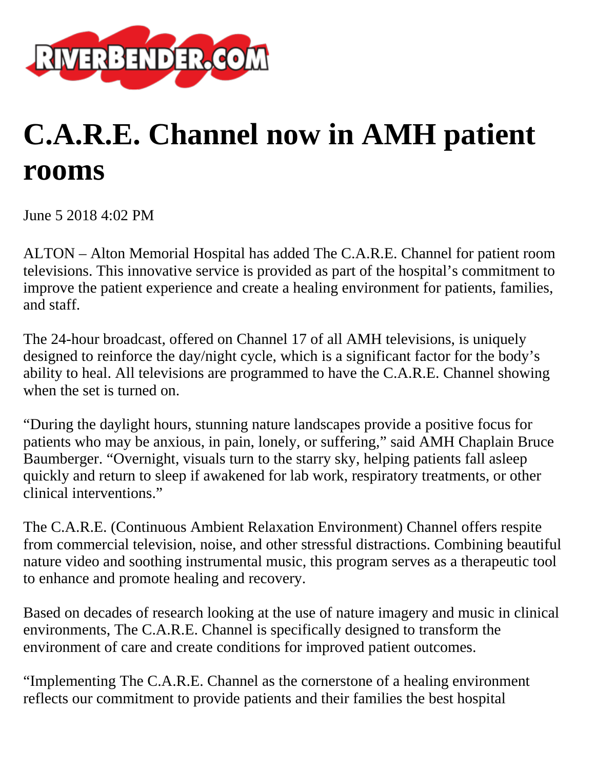RIVERBENDER.COM

# C.A.R.E. Channel now in AMH patient rooms

June 5 2018 4:02 PM

ALTON – Alton Memorial Hospital has added The C.A.R.E. Channel for patient room televisions. This innovative service is provided as part of the hospital's commitment to improve the patient experience and create a healing environment for patients, families, and staff.

The 24-hour broadcast, offered on Channel 17 of all AMH televisions, is uniquely designed to reinforce the day/night cycle, which is a significant factor for the body's ability to heal. All televisions are programmed to have the C.A.R.E. Channel showing when the set is turned on.

"During the daylight hours, stunning nature landscapes provide a positive focus for patients who may be anxious, in pain, lonely, or suffering," said AMH Chaplain Bruce Baumberger. "Overnight, visuals turn to the starry sky, helping patients fall asleep quickly and return to sleep if awakened for lab work, respiratory treatments, or other clinical interventions."

The C.A.R.E. (Continuous Ambient Relaxation Environment) Channel offers respite from commercial television, noise, and other stressful distractions. Combining beautiful nature video and soothing instrumental music, this program serves as a therapeutic tool to enhance and promote healing and recovery.

Based on decades of research looking at the use of nature imagery and music in clinical environments, The C.A.R.E. Channel is specifically designed to transform the environment of care and create conditions for improved patient outcomes.

"Implementing The C.A.R.E. Channel as the cornerstone of a healing environment reflects our commitment to provide patients and their families the best hospital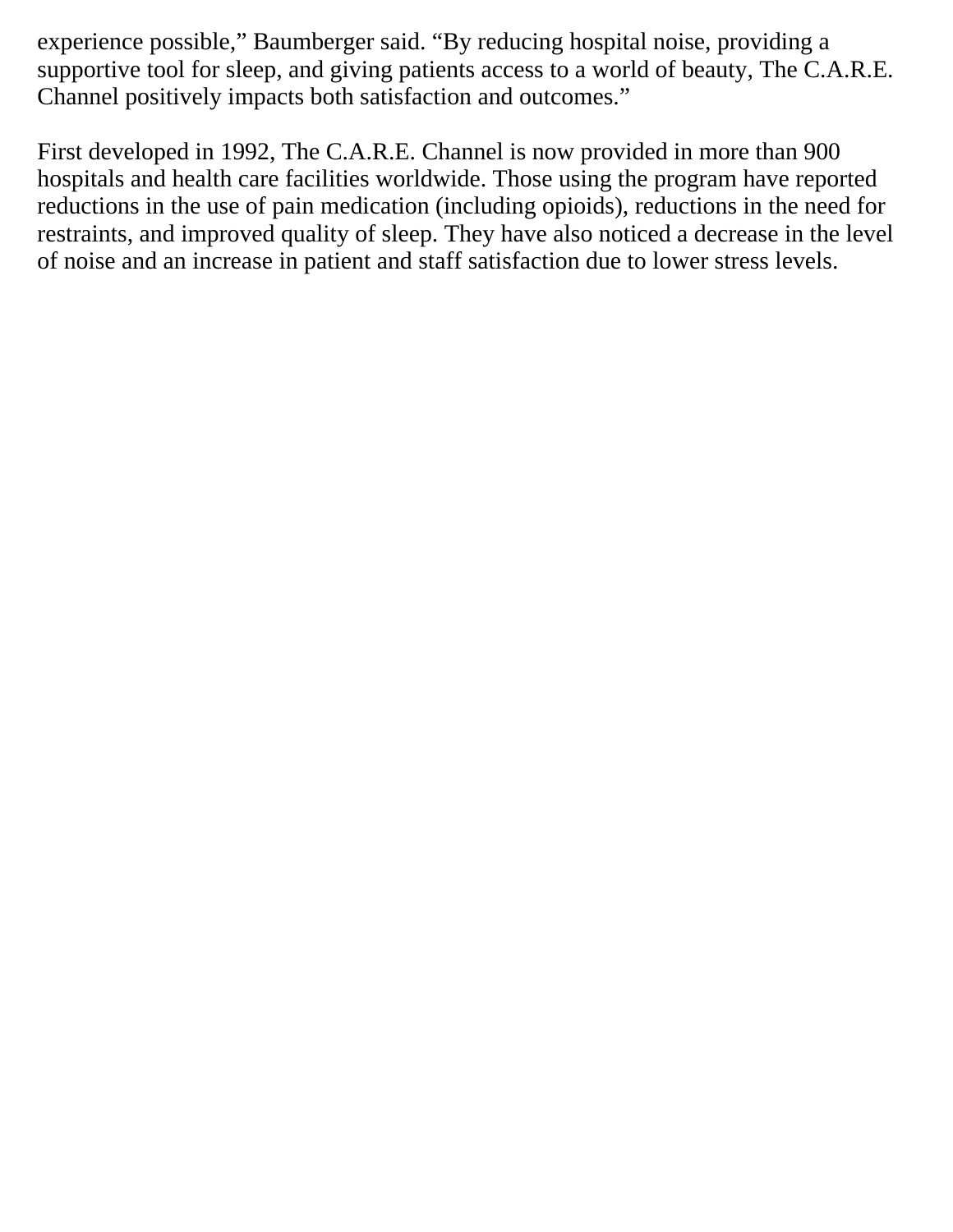experience possible," Baumberger said. "By reducing hospital noise, providing a supportive tool for sleep, and giving patients access to a world of beauty, The C.A.R.E. Channel positively impacts both satisfaction and outcomes."

First developed in 1992, The C.A.R.E. Channel is now provided in more than 900 hospitals and health care facilities worldwide. Those using the program have reported reductions in the use of pain medication (including opioids), reductions in the need for restraints, and improved quality of sleep. They have also noticed a decrease in the level of noise and an increase in patient and staff satisfaction due to lower stress levels.